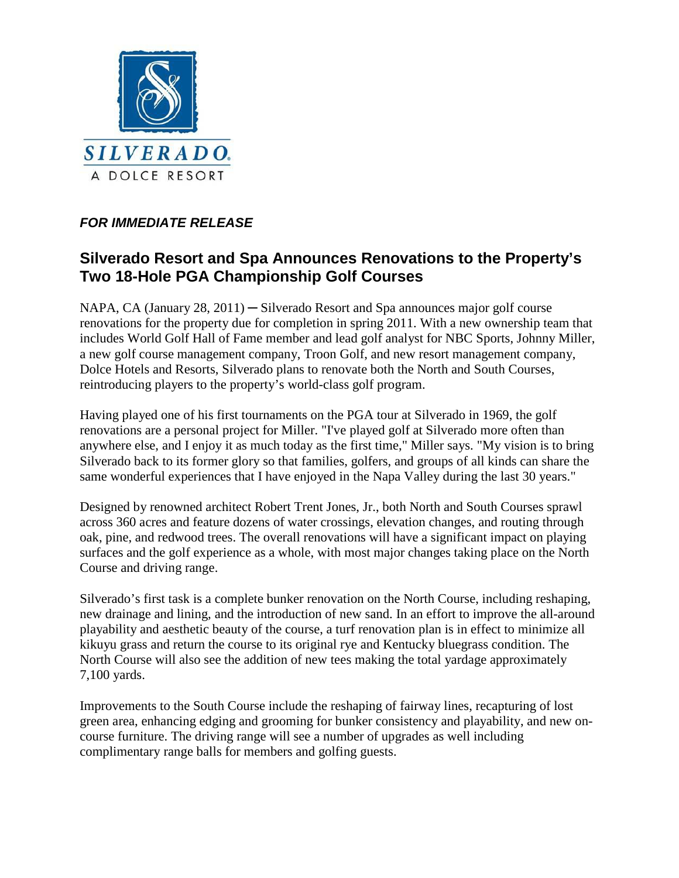SILVERADO.
A DOLCE RESORT

***FOR IMMEDIATE RELEASE***

## Silverado Resort and Spa Announces Renovations to the Property's Two 18-Hole PGA Championship Golf Courses

NAPA, CA (January 28, 2011) ─ Silverado Resort and Spa announces major golf course renovations for the property due for completion in spring 2011. With a new ownership team that includes World Golf Hall of Fame member and lead golf analyst for NBC Sports, Johnny Miller, a new golf course management company, Troon Golf, and new resort management company, Dolce Hotels and Resorts, Silverado plans to renovate both the North and South Courses, reintroducing players to the property's world-class golf program.

Having played one of his first tournaments on the PGA tour at Silverado in 1969, the golf renovations are a personal project for Miller. "I've played golf at Silverado more often than anywhere else, and I enjoy it as much today as the first time," Miller says. "My vision is to bring Silverado back to its former glory so that families, golfers, and groups of all kinds can share the same wonderful experiences that I have enjoyed in the Napa Valley during the last 30 years."

Designed by renowned architect Robert Trent Jones, Jr., both North and South Courses sprawl across 360 acres and feature dozens of water crossings, elevation changes, and routing through oak, pine, and redwood trees. The overall renovations will have a significant impact on playing surfaces and the golf experience as a whole, with most major changes taking place on the North Course and driving range.

Silverado's first task is a complete bunker renovation on the North Course, including reshaping, new drainage and lining, and the introduction of new sand. In an effort to improve the all-around playability and aesthetic beauty of the course, a turf renovation plan is in effect to minimize all kikuyu grass and return the course to its original rye and Kentucky bluegrass condition. The North Course will also see the addition of new tees making the total yardage approximately 7,100 yards.

Improvements to the South Course include the reshaping of fairway lines, recapturing of lost green area, enhancing edging and grooming for bunker consistency and playability, and new on-course furniture. The driving range will see a number of upgrades as well including complimentary range balls for members and golfing guests.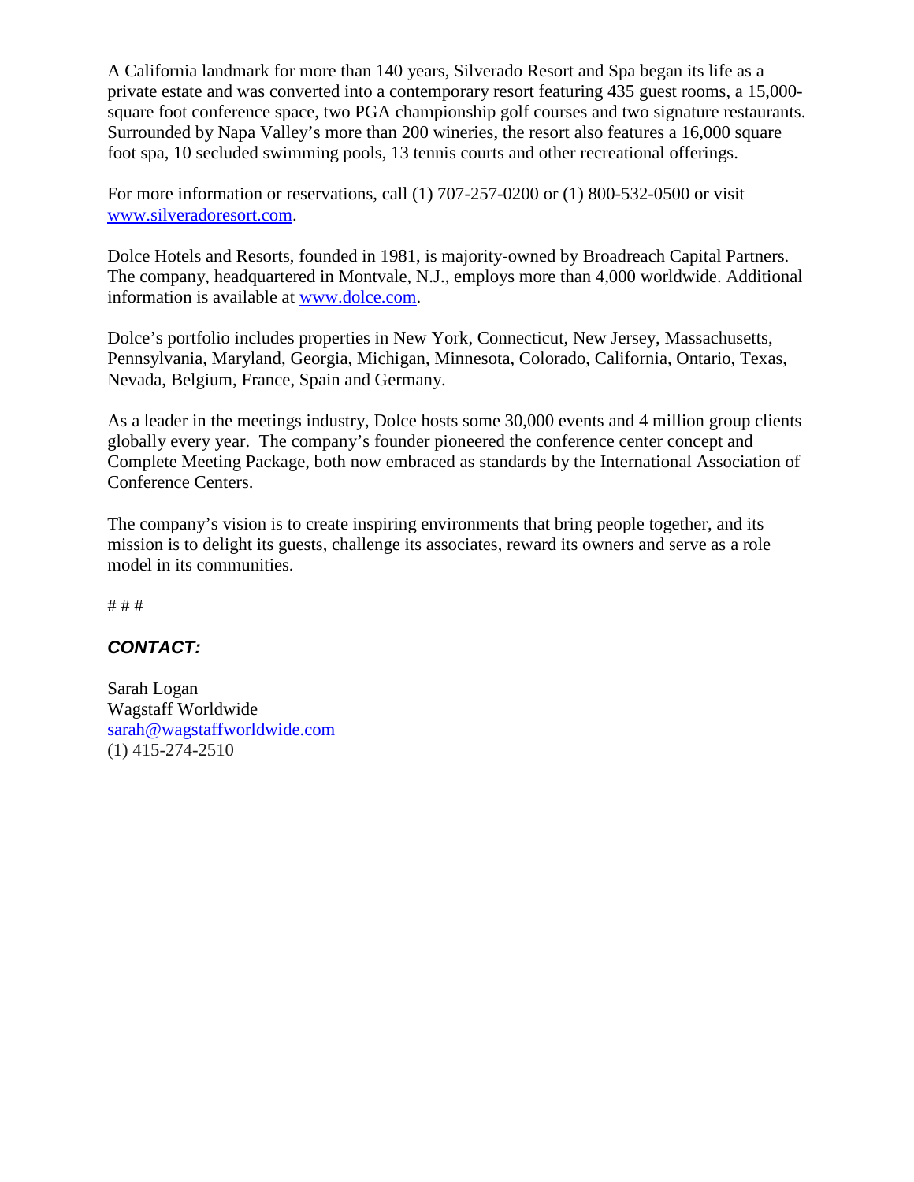A California landmark for more than 140 years, Silverado Resort and Spa began its life as a private estate and was converted into a contemporary resort featuring 435 guest rooms, a 15,000-square foot conference space, two PGA championship golf courses and two signature restaurants. Surrounded by Napa Valley's more than 200 wineries, the resort also features a 16,000 square foot spa, 10 secluded swimming pools, 13 tennis courts and other recreational offerings.

For more information or reservations, call (1) 707-257-0200 or (1) 800-532-0500 or visit [www.silveradoresort.com](http://www.silveradoresort.com).

Dolce Hotels and Resorts, founded in 1981, is majority-owned by Broadreach Capital Partners. The company, headquartered in Montvale, N.J., employs more than 4,000 worldwide. Additional information is available at [www.dolce.com](http://www.dolce.com).

Dolce's portfolio includes properties in New York, Connecticut, New Jersey, Massachusetts, Pennsylvania, Maryland, Georgia, Michigan, Minnesota, Colorado, California, Ontario, Texas, Nevada, Belgium, France, Spain and Germany.

As a leader in the meetings industry, Dolce hosts some 30,000 events and 4 million group clients globally every year. The company's founder pioneered the conference center concept and Complete Meeting Package, both now embraced as standards by the International Association of Conference Centers.

The company's vision is to create inspiring environments that bring people together, and its mission is to delight its guests, challenge its associates, reward its owners and serve as a role model in its communities.

# # #

***CONTACT:***

Sarah Logan
Wagstaff Worldwide
[sarah@wagstaffworldwide.com](mailto:sarah@wagstaffworldwide.com)
(1) 415-274-2510